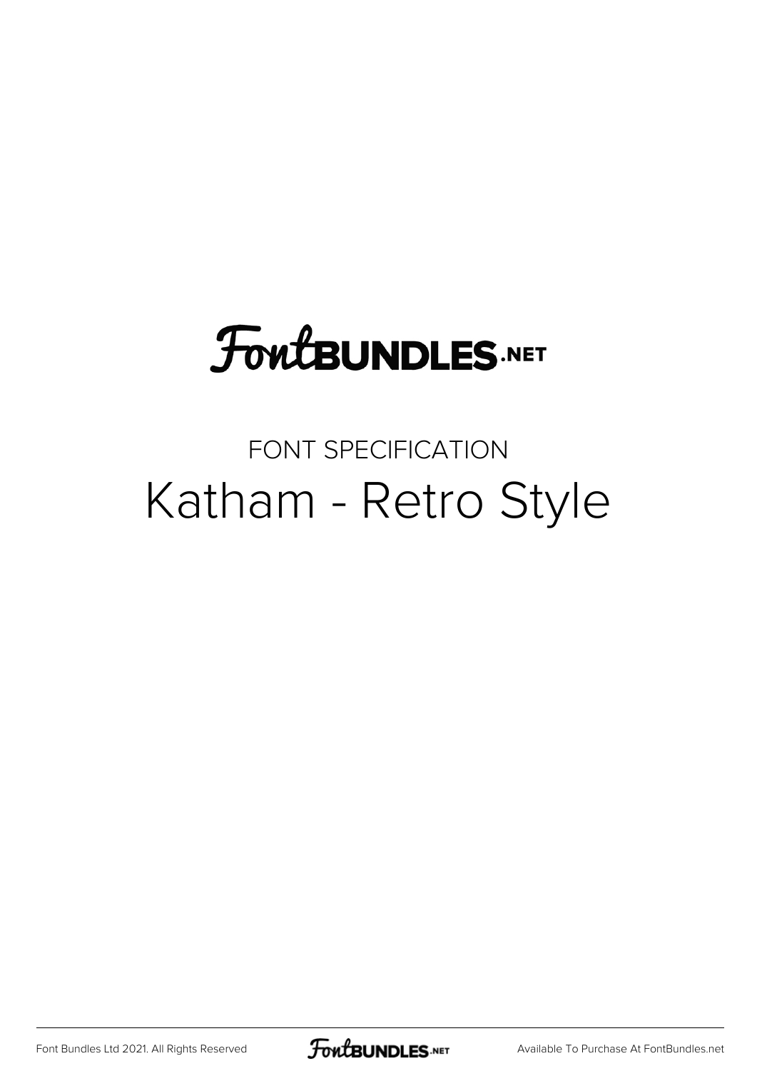FontBUNDLES.NET

FONT SPECIFICATION

# Katham - Retro Style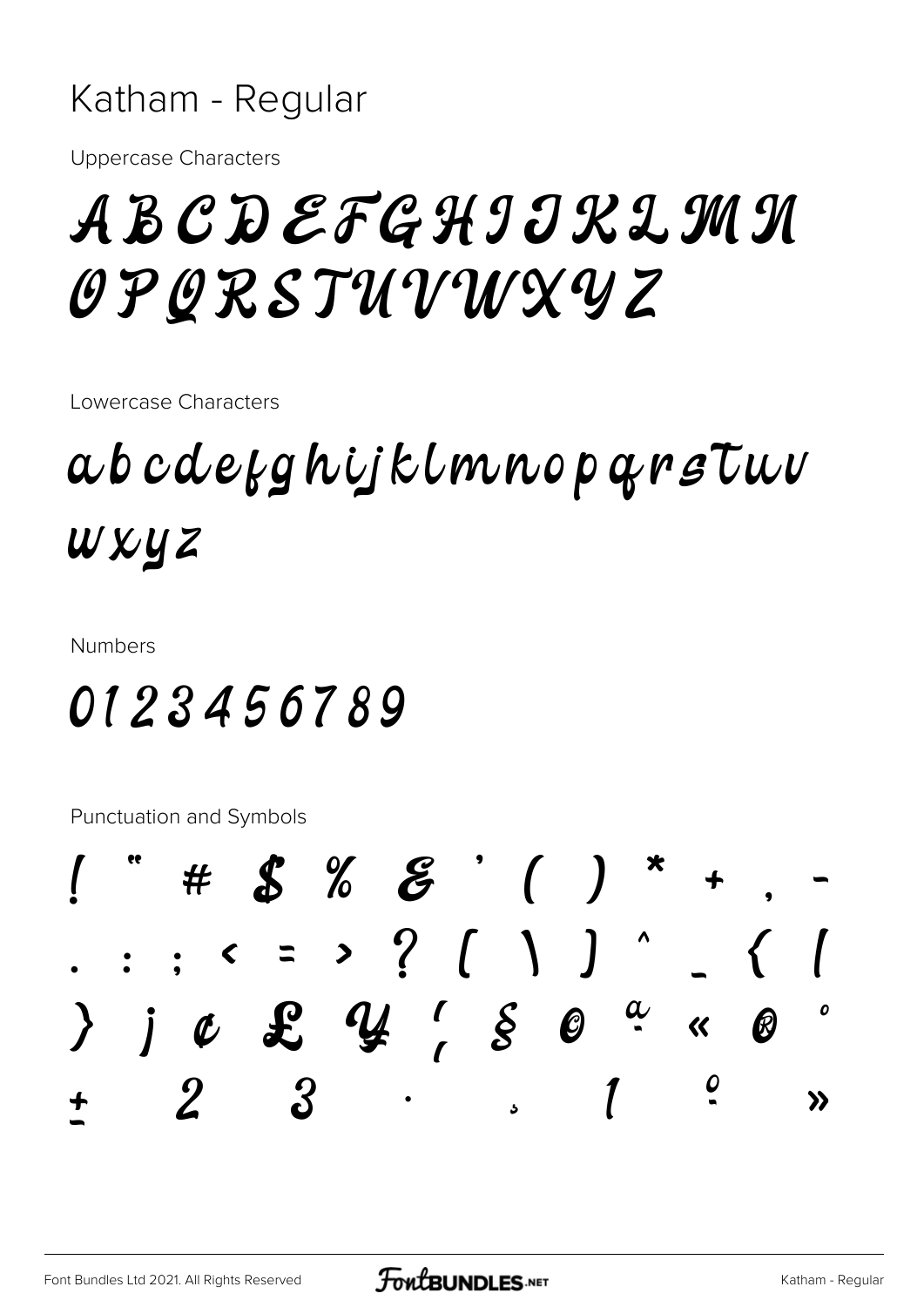# Katham - Regular

Uppercase Characters

A B C D E F G H I J K L M N
O P Q R S T U V W X Y Z

Lowercase Characters

a b c d e f g h i j k l m n o p q r s t u v
w x y z

Numbers

0 1 2 3 4 5 6 7 8 9

Punctuation and Symbols

! " # $ % & ' ( ) * + , -
. : ; < = > ? [ \ ] ^ _ { |
} ¡ ¢ £ ¥ ¦ § © ª « ® °
± ² ³ · ¸ ¹ º »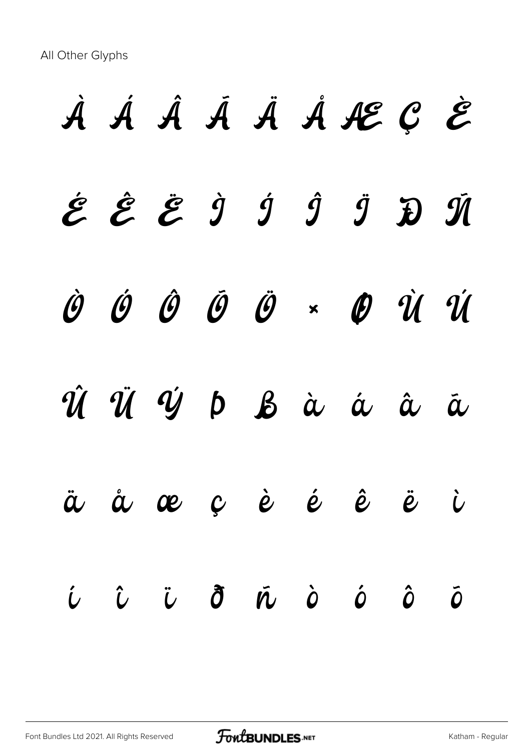All Other Glyphs

À Á Â Ã Ä Å Æ Ç È

É Ê Ë Ì Í Î Ï Ð Ñ

Ò Ó Ô Õ Ö × Ø Ù Ú

Û Ü Ý Þ ß à á â ã

ä å æ ç è é ê ë ì

í î ï ð ñ ò ó ô õ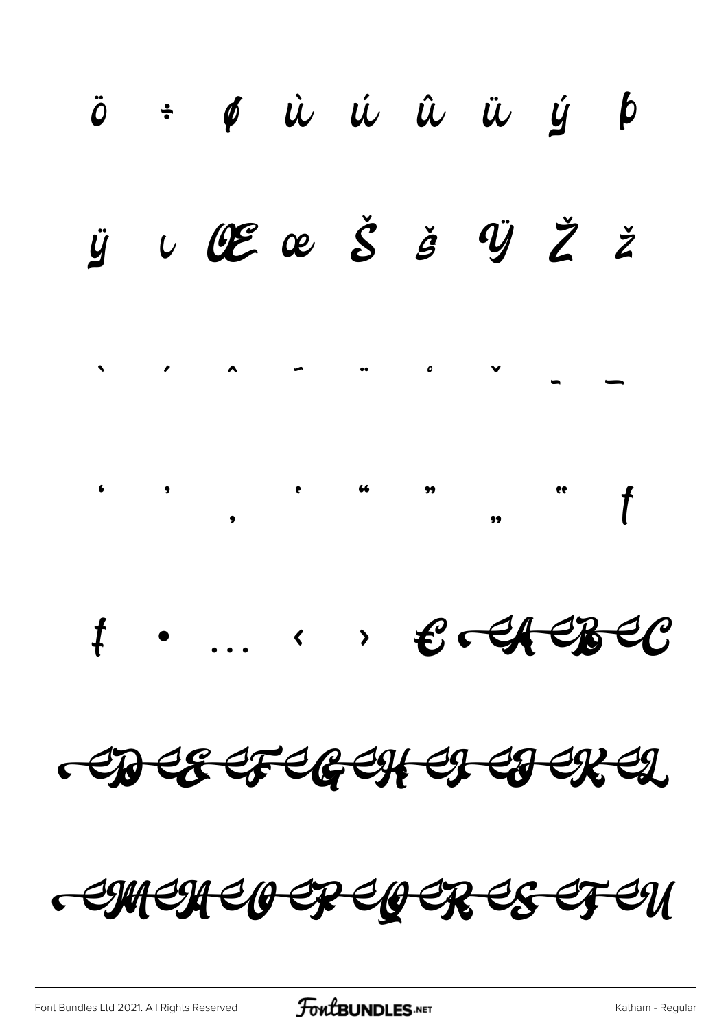ö ÷ ø ù ú û ü ý þ

ÿ ı Œ œ Š š Ÿ Ž ž

ˋ ˊ ˆ ˜ ¨ ˚ ˇ – —

' ' ‚ ' " " „ " †

‡ • … ‹ › € ⁅A ⁅B ⁅C

⁅D ⁅E ⁅F ⁅G ⁅H ⁅I ⁅J ⁅K ⁅L

⁅M ⁅N ⁅O ⁅P ⁅Q ⁅R ⁅S ⁅T ⁅U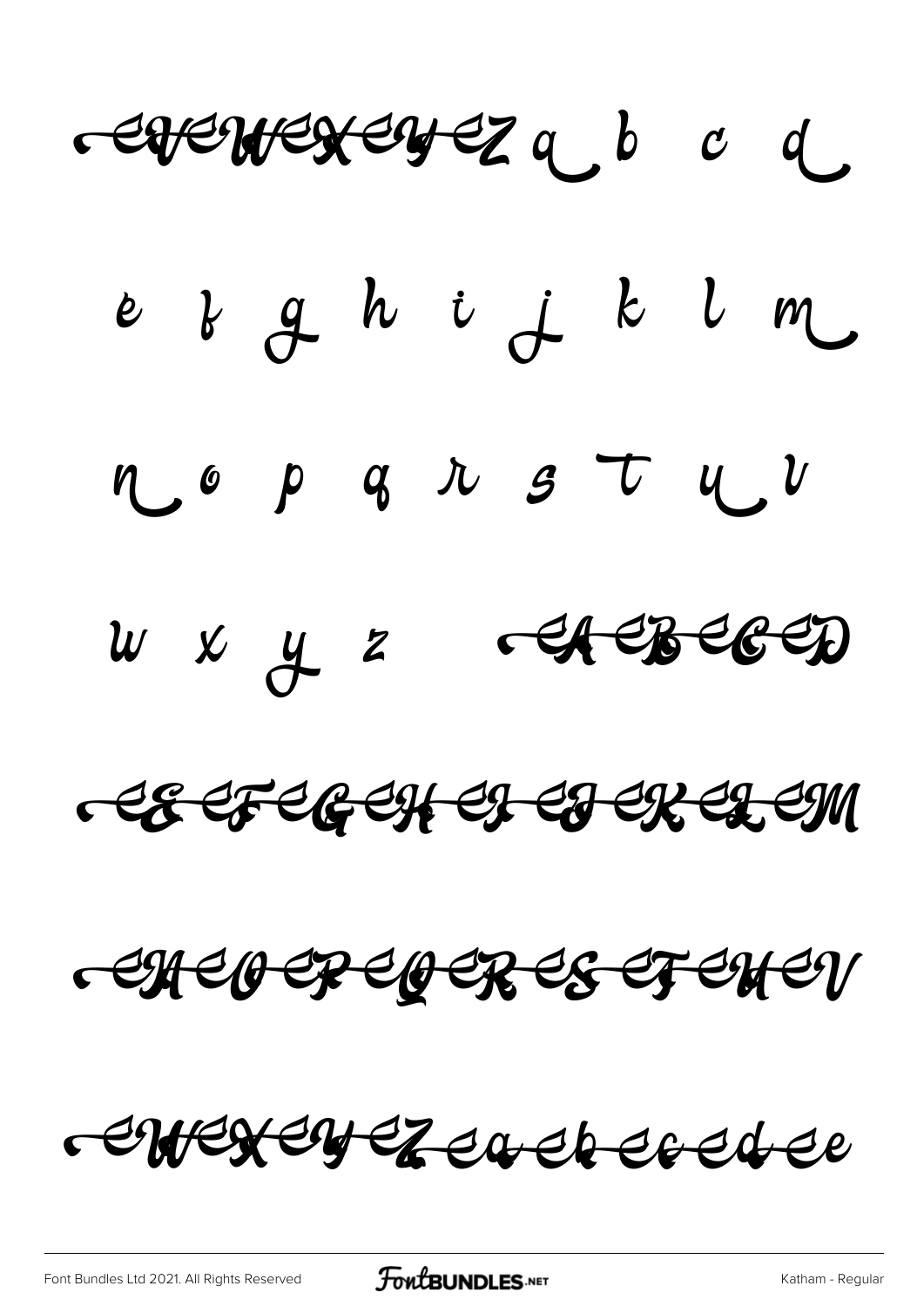eVeWeXeYeZ a b c d

e f g h i j k l m

n o p q r s t u v

w x y z eAeBeCeD

eEeFeGeHeIeJeKeLeM

eNeOePeQeReSeTeUeV

eWeXeYeZeaebecedee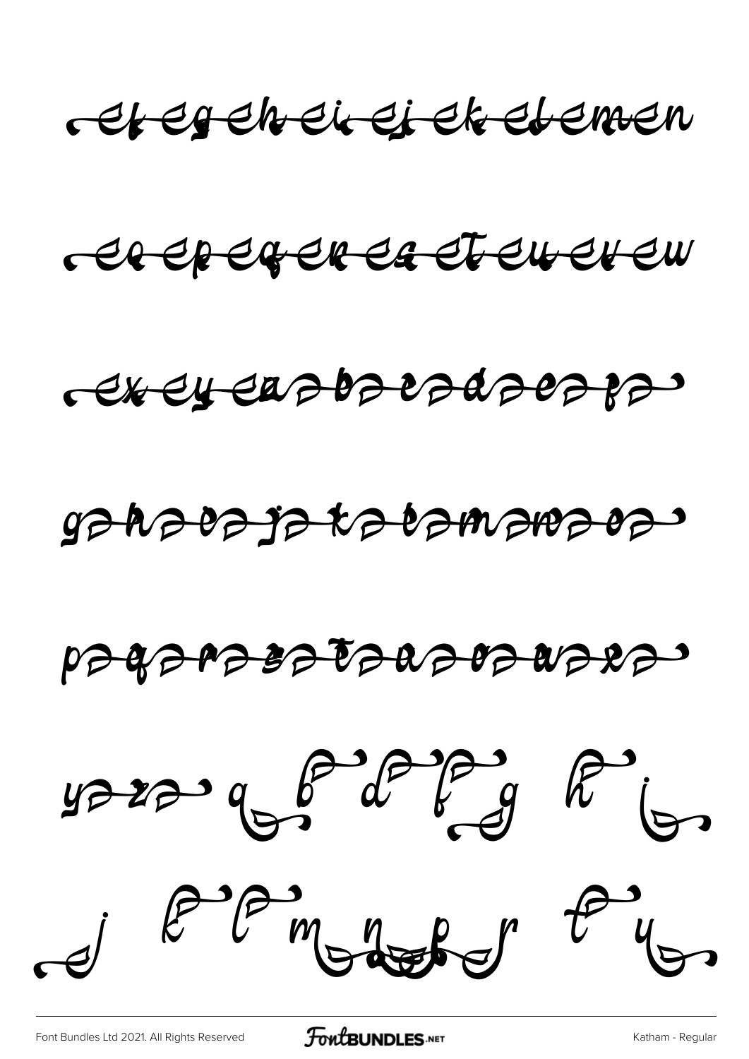ef eg eh ei ej ek el em en

eo ep eq er es et eu ev ew

ex ey ea ba ca da ea fa

ga ha ia ja ka la ma na oa

pa qa ra sa ta ua va wa xa

ya za a b d f g h i

j k l m n o p r t u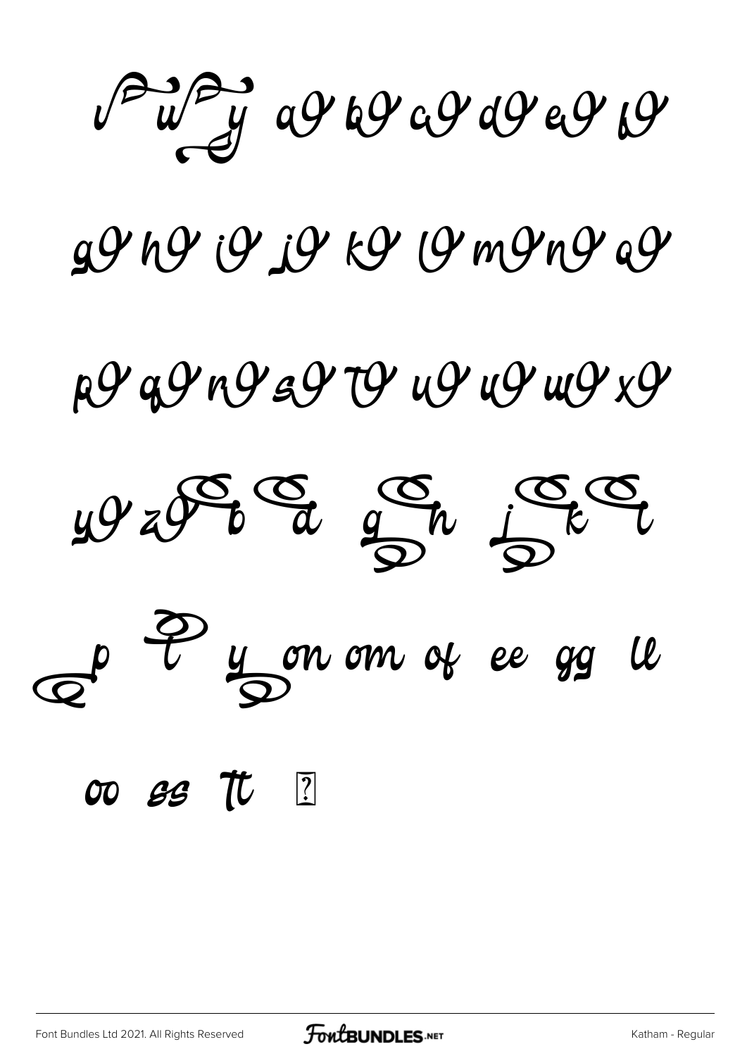ʃ^ u ʃ^ y a𝒱 b𝒱 c𝒱 d𝒱 e𝒱 f𝒱

g𝒱 h𝒱 i𝒱 j𝒱 k𝒱 l𝒱 m𝒱 n𝒱 o𝒱

p𝒱 q𝒱 r𝒱 s𝒱 t𝒱 u𝒱 v𝒱 w𝒱 x𝒱

y𝒱 z𝒱 b d g h j k l

p t y on om of ee gg ll

oo ss tt